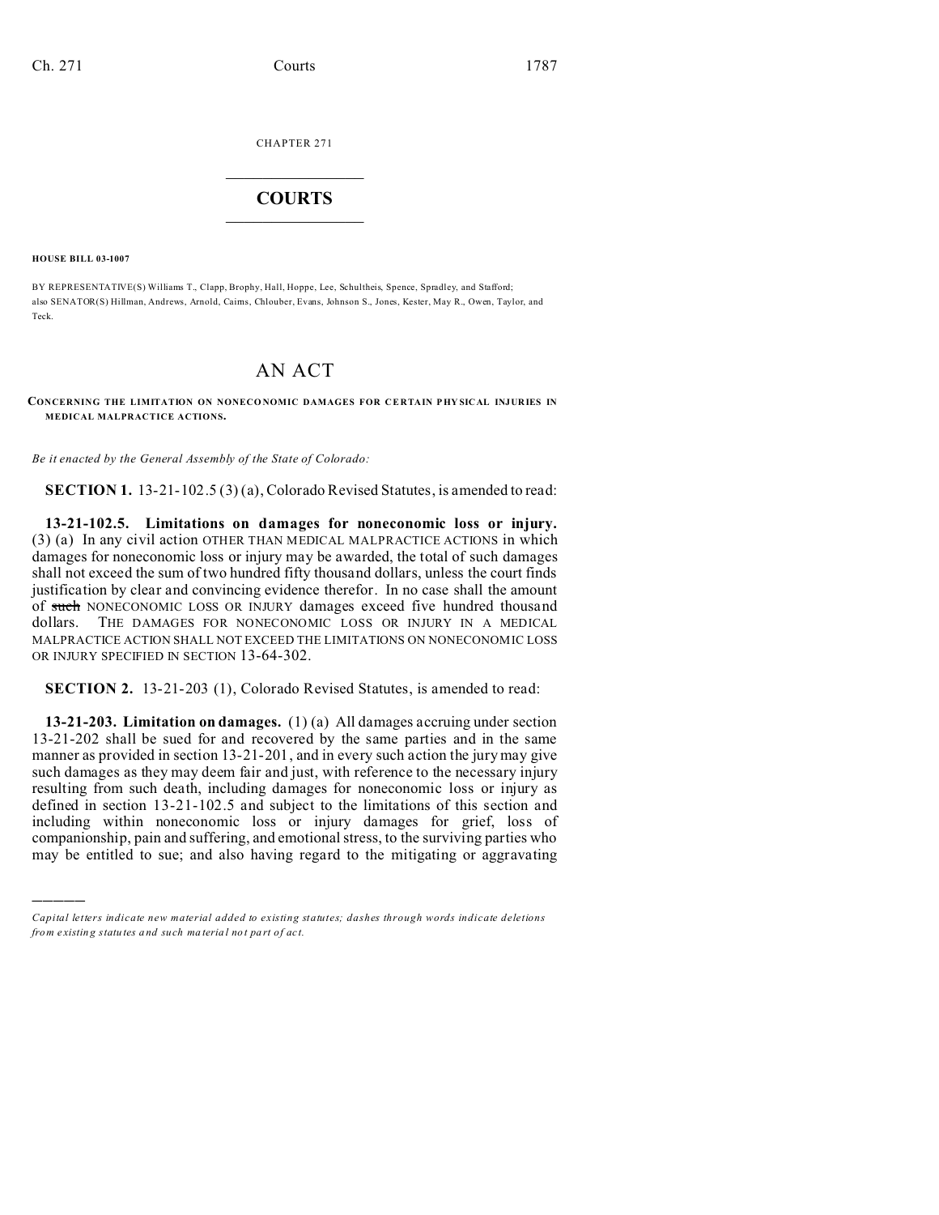CHAPTER 271

# COURTS

**HOUSE BILL 03-1007**

BY REPRESENTATIVE(S) Williams T., Clapp, Brophy, Hall, Hoppe, Lee, Schultheis, Spence, Spradley, and Stafford; also SENATOR(S) Hillman, Andrews, Arnold, Cairns, Chlouber, Evans, Johnson S., Jones, Kester, May R., Owen, Taylor, and Teck.

# AN ACT

**CONCERNING THE LIMITATION ON NONECONOMIC DAMAGES FOR CERTAIN PHYSICAL INJURIES IN MEDICAL MALPRACTICE ACTIONS.**

*Be it enacted by the General Assembly of the State of Colorado:*

**SECTION 1.** 13-21-102.5 (3) (a), Colorado Revised Statutes, is amended to read:

**13-21-102.5. Limitations on damages for noneconomic loss or injury.** (3) (a) In any civil action OTHER THAN MEDICAL MALPRACTICE ACTIONS in which damages for noneconomic loss or injury may be awarded, the total of such damages shall not exceed the sum of two hundred fifty thousand dollars, unless the court finds justification by clear and convincing evidence therefor. In no case shall the amount of ~~such~~ NONECONOMIC LOSS OR INJURY damages exceed five hundred thousand dollars. THE DAMAGES FOR NONECONOMIC LOSS OR INJURY IN A MEDICAL MALPRACTICE ACTION SHALL NOT EXCEED THE LIMITATIONS ON NONECONOMIC LOSS OR INJURY SPECIFIED IN SECTION 13-64-302.

**SECTION 2.** 13-21-203 (1), Colorado Revised Statutes, is amended to read:

**13-21-203. Limitation on damages.** (1) (a) All damages accruing under section 13-21-202 shall be sued for and recovered by the same parties and in the same manner as provided in section 13-21-201, and in every such action the jury may give such damages as they may deem fair and just, with reference to the necessary injury resulting from such death, including damages for noneconomic loss or injury as defined in section 13-21-102.5 and subject to the limitations of this section and including within noneconomic loss or injury damages for grief, loss of companionship, pain and suffering, and emotional stress, to the surviving parties who may be entitled to sue; and also having regard to the mitigating or aggravating

---

*Capital letters indicate new material added to existing statutes; dashes through words indicate deletions from existing statutes and such material not part of act.*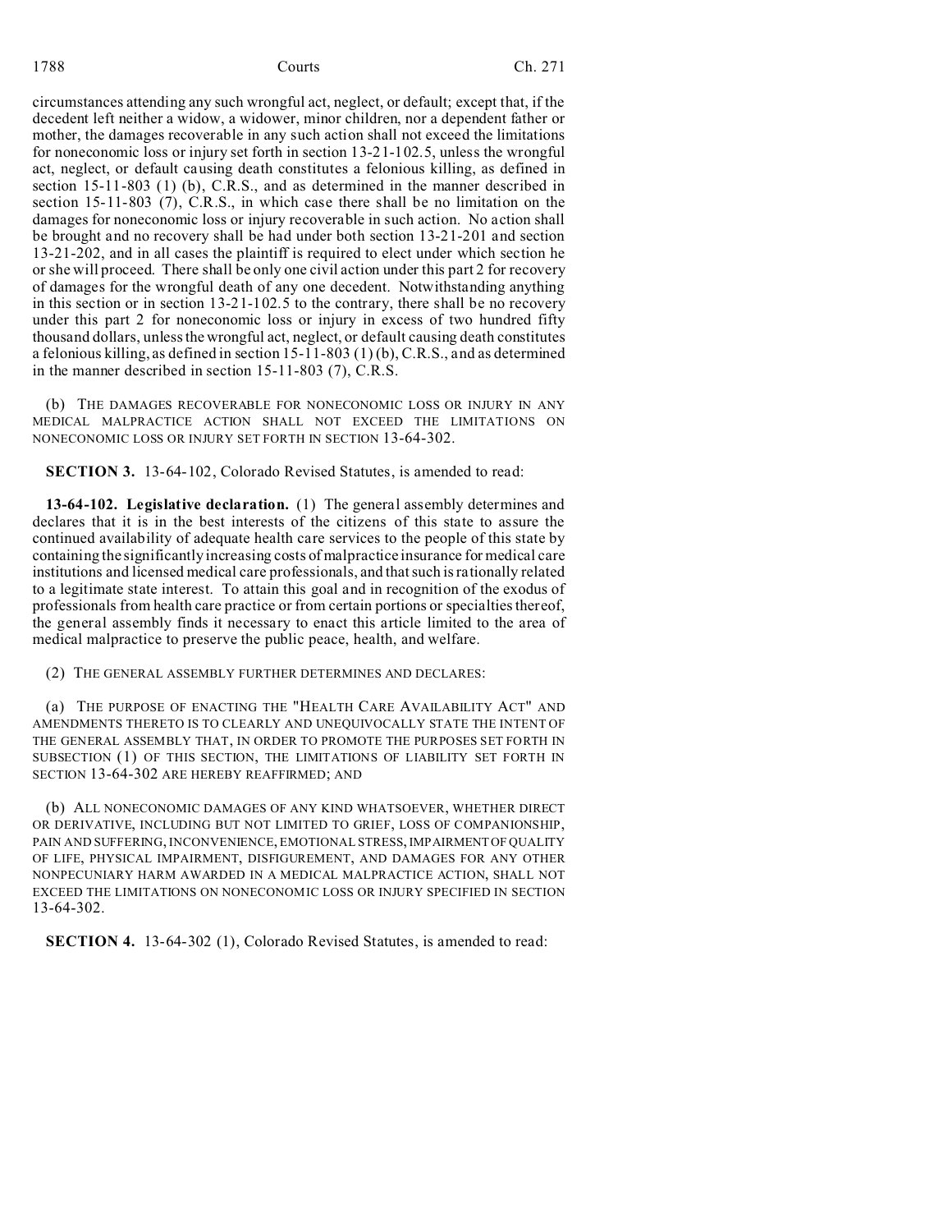circumstances attending any such wrongful act, neglect, or default; except that, if the decedent left neither a widow, a widower, minor children, nor a dependent father or mother, the damages recoverable in any such action shall not exceed the limitations for noneconomic loss or injury set forth in section 13-21-102.5, unless the wrongful act, neglect, or default causing death constitutes a felonious killing, as defined in section 15-11-803 (1) (b), C.R.S., and as determined in the manner described in section 15-11-803 (7), C.R.S., in which case there shall be no limitation on the damages for noneconomic loss or injury recoverable in such action. No action shall be brought and no recovery shall be had under both section 13-21-201 and section 13-21-202, and in all cases the plaintiff is required to elect under which section he or she will proceed. There shall be only one civil action under this part 2 for recovery of damages for the wrongful death of any one decedent. Notwithstanding anything in this section or in section 13-21-102.5 to the contrary, there shall be no recovery under this part 2 for noneconomic loss or injury in excess of two hundred fifty thousand dollars, unless the wrongful act, neglect, or default causing death constitutes a felonious killing, as defined in section 15-11-803 (1) (b), C.R.S., and as determined in the manner described in section 15-11-803 (7), C.R.S.

(b) THE DAMAGES RECOVERABLE FOR NONECONOMIC LOSS OR INJURY IN ANY MEDICAL MALPRACTICE ACTION SHALL NOT EXCEED THE LIMITATIONS ON NONECONOMIC LOSS OR INJURY SET FORTH IN SECTION 13-64-302.

**SECTION 3.** 13-64-102, Colorado Revised Statutes, is amended to read:

**13-64-102. Legislative declaration.** (1) The general assembly determines and declares that it is in the best interests of the citizens of this state to assure the continued availability of adequate health care services to the people of this state by containing the significantly increasing costs of malpractice insurance for medical care institutions and licensed medical care professionals, and that such is rationally related to a legitimate state interest. To attain this goal and in recognition of the exodus of professionals from health care practice or from certain portions or specialties thereof, the general assembly finds it necessary to enact this article limited to the area of medical malpractice to preserve the public peace, health, and welfare.

(2) THE GENERAL ASSEMBLY FURTHER DETERMINES AND DECLARES:

(a) THE PURPOSE OF ENACTING THE "HEALTH CARE AVAILABILITY ACT" AND AMENDMENTS THERETO IS TO CLEARLY AND UNEQUIVOCALLY STATE THE INTENT OF THE GENERAL ASSEMBLY THAT, IN ORDER TO PROMOTE THE PURPOSES SET FORTH IN SUBSECTION (1) OF THIS SECTION, THE LIMITATIONS OF LIABILITY SET FORTH IN SECTION 13-64-302 ARE HEREBY REAFFIRMED; AND

(b) ALL NONECONOMIC DAMAGES OF ANY KIND WHATSOEVER, WHETHER DIRECT OR DERIVATIVE, INCLUDING BUT NOT LIMITED TO GRIEF, LOSS OF COMPANIONSHIP, PAIN AND SUFFERING, INCONVENIENCE, EMOTIONAL STRESS, IMPAIRMENT OF QUALITY OF LIFE, PHYSICAL IMPAIRMENT, DISFIGUREMENT, AND DAMAGES FOR ANY OTHER NONPECUNIARY HARM AWARDED IN A MEDICAL MALPRACTICE ACTION, SHALL NOT EXCEED THE LIMITATIONS ON NONECONOMIC LOSS OR INJURY SPECIFIED IN SECTION 13-64-302.

**SECTION 4.** 13-64-302 (1), Colorado Revised Statutes, is amended to read: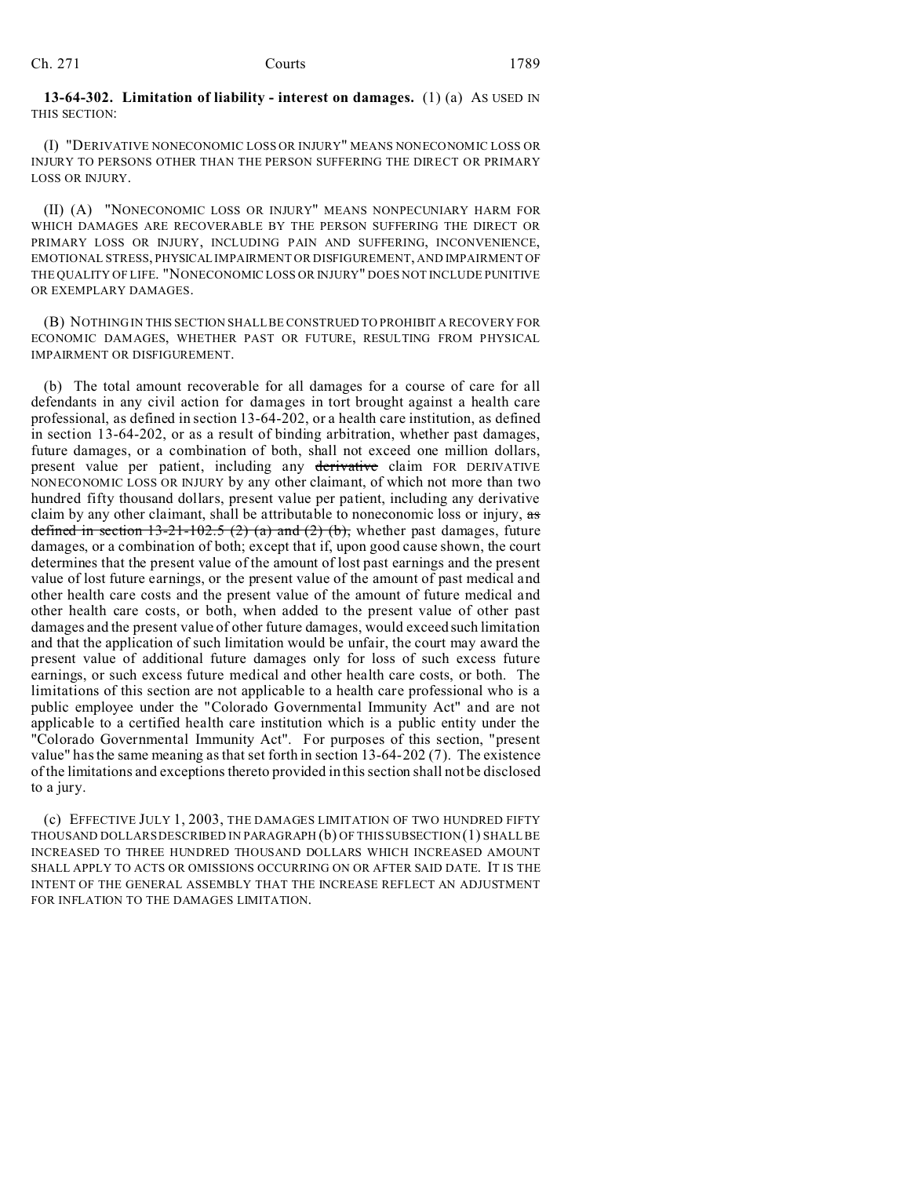**13-64-302. Limitation of liability - interest on damages.** (1) (a) AS USED IN THIS SECTION:

(I) "DERIVATIVE NONECONOMIC LOSS OR INJURY" MEANS NONECONOMIC LOSS OR INJURY TO PERSONS OTHER THAN THE PERSON SUFFERING THE DIRECT OR PRIMARY LOSS OR INJURY.

(II) (A) "NONECONOMIC LOSS OR INJURY" MEANS NONPECUNIARY HARM FOR WHICH DAMAGES ARE RECOVERABLE BY THE PERSON SUFFERING THE DIRECT OR PRIMARY LOSS OR INJURY, INCLUDING PAIN AND SUFFERING, INCONVENIENCE, EMOTIONAL STRESS, PHYSICAL IMPAIRMENT OR DISFIGUREMENT, AND IMPAIRMENT OF THE QUALITY OF LIFE. "NONECONOMIC LOSS OR INJURY" DOES NOT INCLUDE PUNITIVE OR EXEMPLARY DAMAGES.

(B) NOTHING IN THIS SECTION SHALL BE CONSTRUED TO PROHIBIT A RECOVERY FOR ECONOMIC DAMAGES, WHETHER PAST OR FUTURE, RESULTING FROM PHYSICAL IMPAIRMENT OR DISFIGUREMENT.

(b) The total amount recoverable for all damages for a course of care for all defendants in any civil action for damages in tort brought against a health care professional, as defined in section 13-64-202, or a health care institution, as defined in section 13-64-202, or as a result of binding arbitration, whether past damages, future damages, or a combination of both, shall not exceed one million dollars, present value per patient, including any ~~derivative~~ claim FOR DERIVATIVE NONECONOMIC LOSS OR INJURY by any other claimant, of which not more than two hundred fifty thousand dollars, present value per patient, including any derivative claim by any other claimant, shall be attributable to noneconomic loss or injury, ~~as defined in section 13-21-102.5 (2) (a) and (2) (b),~~ whether past damages, future damages, or a combination of both; except that if, upon good cause shown, the court determines that the present value of the amount of lost past earnings and the present value of lost future earnings, or the present value of the amount of past medical and other health care costs and the present value of the amount of future medical and other health care costs, or both, when added to the present value of other past damages and the present value of other future damages, would exceed such limitation and that the application of such limitation would be unfair, the court may award the present value of additional future damages only for loss of such excess future earnings, or such excess future medical and other health care costs, or both. The limitations of this section are not applicable to a health care professional who is a public employee under the "Colorado Governmental Immunity Act" and are not applicable to a certified health care institution which is a public entity under the "Colorado Governmental Immunity Act". For purposes of this section, "present value" has the same meaning as that set forth in section 13-64-202 (7). The existence of the limitations and exceptions thereto provided in this section shall not be disclosed to a jury.

(c) EFFECTIVE JULY 1, 2003, THE DAMAGES LIMITATION OF TWO HUNDRED FIFTY THOUSAND DOLLARS DESCRIBED IN PARAGRAPH (b) OF THIS SUBSECTION (1) SHALL BE INCREASED TO THREE HUNDRED THOUSAND DOLLARS WHICH INCREASED AMOUNT SHALL APPLY TO ACTS OR OMISSIONS OCCURRING ON OR AFTER SAID DATE. IT IS THE INTENT OF THE GENERAL ASSEMBLY THAT THE INCREASE REFLECT AN ADJUSTMENT FOR INFLATION TO THE DAMAGES LIMITATION.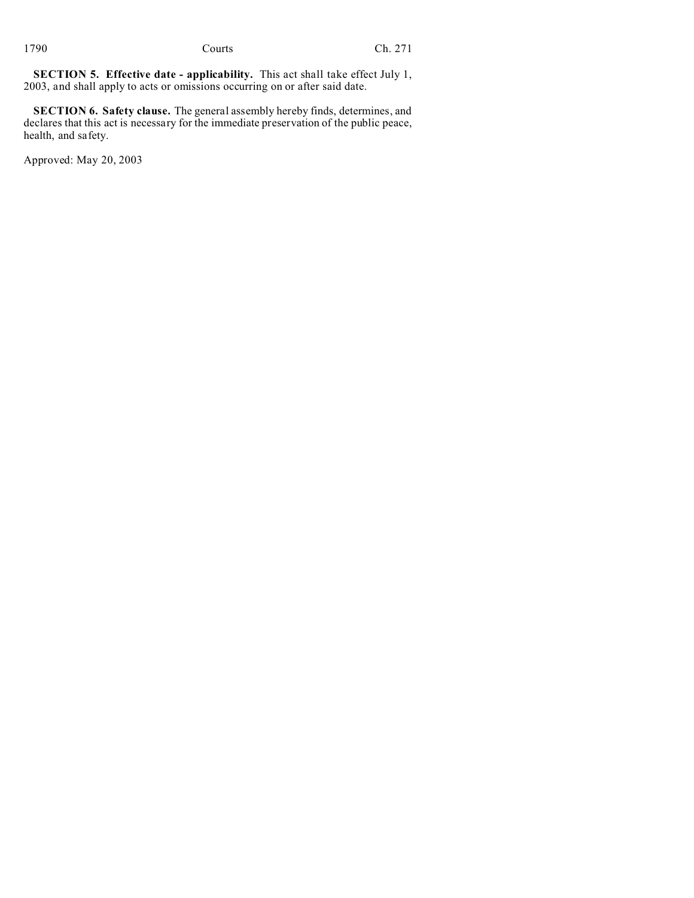**SECTION 5. Effective date - applicability.** This act shall take effect July 1, 2003, and shall apply to acts or omissions occurring on or after said date.

**SECTION 6. Safety clause.** The general assembly hereby finds, determines, and declares that this act is necessary for the immediate preservation of the public peace, health, and safety.

Approved: May 20, 2003